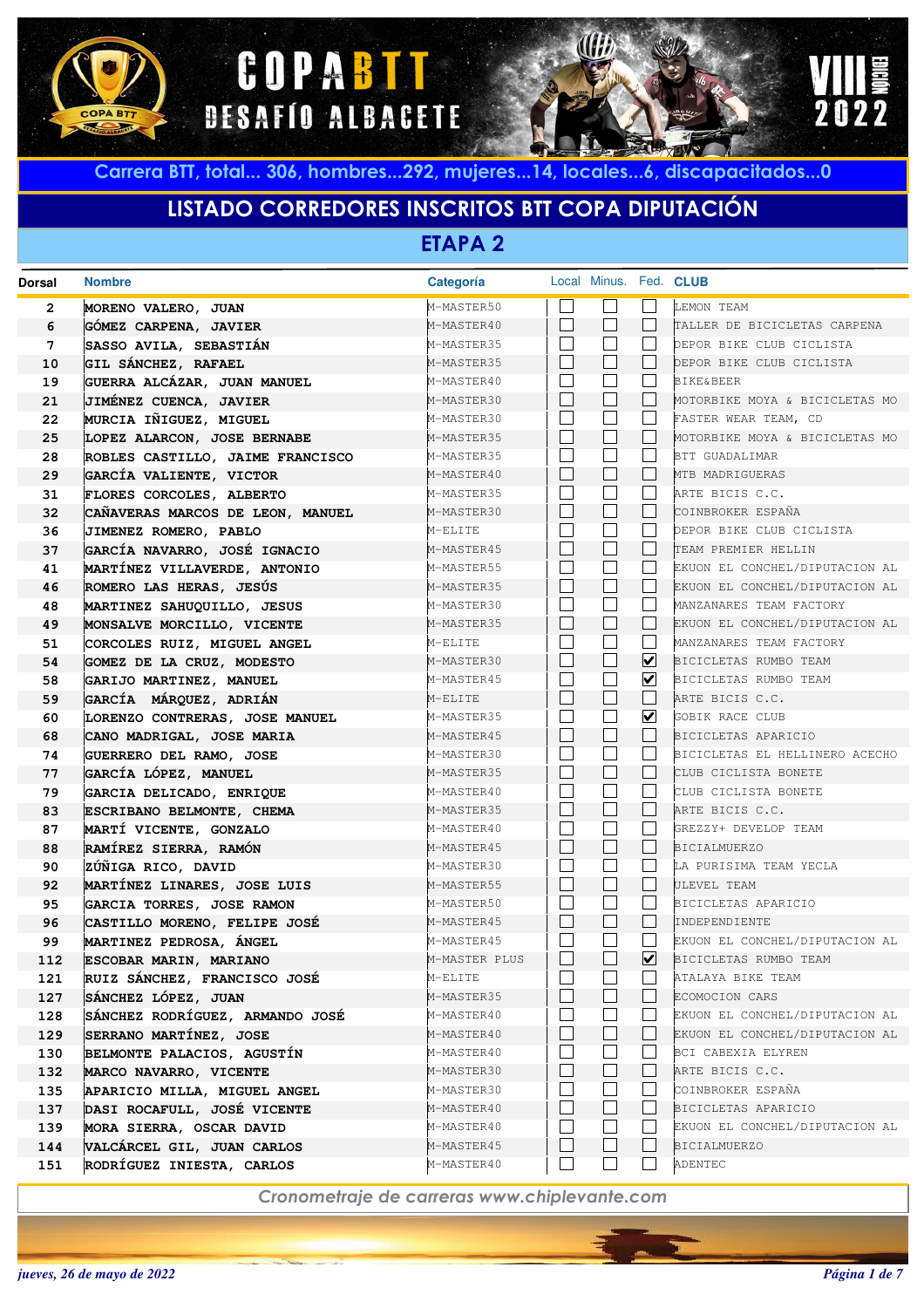# COPA BTT DESAFÍO ALBACETE

VIII EDICIÓN 2022

**Carrera BTT, total... 306, hombres...292, mujeres...14, locales...6, discapacitados...0**

## LISTADO CORREDORES INSCRITOS BTT COPA DIPUTACIÓN

### ETAPA 2

| Dorsal | Nombre | Categoría | Local | Minus. | Fed. | CLUB |
|---|---|---|---|---|---|---|
| 2 | MORENO VALERO, JUAN | M-MASTER50 | ☐ | ☐ | ☐ | LEMON TEAM |
| 6 | GÓMEZ CARPENA, JAVIER | M-MASTER40 | ☐ | ☐ | ☐ | TALLER DE BICICLETAS CARPENA |
| 7 | SASSO AVILA, SEBASTIÁN | M-MASTER35 | ☐ | ☐ | ☐ | DEPOR BIKE CLUB CICLISTA |
| 10 | GIL SÁNCHEZ, RAFAEL | M-MASTER35 | ☐ | ☐ | ☐ | DEPOR BIKE CLUB CICLISTA |
| 19 | GUERRA ALCÁZAR, JUAN MANUEL | M-MASTER40 | ☐ | ☐ | ☐ | BIKE&BEER |
| 21 | JIMÉNEZ CUENCA, JAVIER | M-MASTER30 | ☐ | ☐ | ☐ | MOTORBIKE MOYA & BICICLETAS MO |
| 22 | MURCIA IÑIGUEZ, MIGUEL | M-MASTER30 | ☐ | ☐ | ☐ | FASTER WEAR TEAM, CD |
| 25 | LOPEZ ALARCON, JOSE BERNABE | M-MASTER35 | ☐ | ☐ | ☐ | MOTORBIKE MOYA & BICICLETAS MO |
| 28 | ROBLES CASTILLO, JAIME FRANCISCO | M-MASTER35 | ☐ | ☐ | ☐ | BTT GUADALIMAR |
| 29 | GARCÍA VALIENTE, VICTOR | M-MASTER40 | ☐ | ☐ | ☐ | MTB MADRIGUERAS |
| 31 | FLORES CORCOLES, ALBERTO | M-MASTER35 | ☐ | ☐ | ☐ | ARTE BICIS C.C. |
| 32 | CAÑAVERAS MARCOS DE LEON, MANUEL | M-MASTER30 | ☐ | ☐ | ☐ | COINBROKER ESPAÑA |
| 36 | JIMENEZ ROMERO, PABLO | M-ELITE | ☐ | ☐ | ☐ | DEPOR BIKE CLUB CICLISTA |
| 37 | GARCÍA NAVARRO, JOSÉ IGNACIO | M-MASTER45 | ☐ | ☐ | ☐ | TEAM PREMIER HELLIN |
| 41 | MARTÍNEZ VILLAVERDE, ANTONIO | M-MASTER55 | ☐ | ☐ | ☐ | EKUON EL CONCHEL/DIPUTACION AL |
| 46 | ROMERO LAS HERAS, JESÚS | M-MASTER35 | ☐ | ☐ | ☐ | EKUON EL CONCHEL/DIPUTACION AL |
| 48 | MARTINEZ SAHUQUILLO, JESUS | M-MASTER30 | ☐ | ☐ | ☐ | MANZANARES TEAM FACTORY |
| 49 | MONSALVE MORCILLO, VICENTE | M-MASTER35 | ☐ | ☐ | ☐ | EKUON EL CONCHEL/DIPUTACION AL |
| 51 | CORCOLES RUIZ, MIGUEL ANGEL | M-ELITE | ☐ | ☐ | ☐ | MANZANARES TEAM FACTORY |
| 54 | GOMEZ DE LA CRUZ, MODESTO | M-MASTER30 | ☐ | ☐ | ☑ | BICICLETAS RUMBO TEAM |
| 58 | GARIJO MARTINEZ, MANUEL | M-MASTER45 | ☐ | ☐ | ☑ | BICICLETAS RUMBO TEAM |
| 59 | GARCÍA MÁRQUEZ, ADRIÁN | M-ELITE | ☐ | ☐ | ☐ | ARTE BICIS C.C. |
| 60 | LORENZO CONTRERAS, JOSE MANUEL | M-MASTER35 | ☐ | ☐ | ☑ | GOBIK RACE CLUB |
| 68 | CANO MADRIGAL, JOSE MARIA | M-MASTER45 | ☐ | ☐ | ☐ | BICICLETAS APARICIO |
| 74 | GUERRERO DEL RAMO, JOSE | M-MASTER30 | ☐ | ☐ | ☐ | BICICLETAS EL HELLINERO ACECHO |
| 77 | GARCÍA LÓPEZ, MANUEL | M-MASTER35 | ☐ | ☐ | ☐ | CLUB CICLISTA BONETE |
| 79 | GARCIA DELICADO, ENRIQUE | M-MASTER40 | ☐ | ☐ | ☐ | CLUB CICLISTA BONETE |
| 83 | ESCRIBANO BELMONTE, CHEMA | M-MASTER35 | ☐ | ☐ | ☐ | ARTE BICIS C.C. |
| 87 | MARTÍ VICENTE, GONZALO | M-MASTER40 | ☐ | ☐ | ☐ | GREZZY+ DEVELOP TEAM |
| 88 | RAMÍREZ SIERRA, RAMÓN | M-MASTER45 | ☐ | ☐ | ☐ | BICIALMUERZO |
| 90 | ZÚÑIGA RICO, DAVID | M-MASTER30 | ☐ | ☐ | ☐ | LA PURISIMA TEAM YECLA |
| 92 | MARTÍNEZ LINARES, JOSE LUIS | M-MASTER55 | ☐ | ☐ | ☐ | ULEVEL TEAM |
| 95 | GARCIA TORRES, JOSE RAMON | M-MASTER50 | ☐ | ☐ | ☐ | BICICLETAS APARICIO |
| 96 | CASTILLO MORENO, FELIPE JOSÉ | M-MASTER45 | ☐ | ☐ | ☐ | INDEPENDIENTE |
| 99 | MARTINEZ PEDROSA, ÁNGEL | M-MASTER45 | ☐ | ☐ | ☐ | EKUON EL CONCHEL/DIPUTACION AL |
| 112 | ESCOBAR MARIN, MARIANO | M-MASTER PLUS | ☐ | ☐ | ☑ | BICICLETAS RUMBO TEAM |
| 121 | RUIZ SÁNCHEZ, FRANCISCO JOSÉ | M-ELITE | ☐ | ☐ | ☐ | ATALAYA BIKE TEAM |
| 127 | SÁNCHEZ LÓPEZ, JUAN | M-MASTER35 | ☐ | ☐ | ☐ | ECOMOCION CARS |
| 128 | SÁNCHEZ RODRÍGUEZ, ARMANDO JOSÉ | M-MASTER40 | ☐ | ☐ | ☐ | EKUON EL CONCHEL/DIPUTACION AL |
| 129 | SERRANO MARTÍNEZ, JOSE | M-MASTER40 | ☐ | ☐ | ☐ | EKUON EL CONCHEL/DIPUTACION AL |
| 130 | BELMONTE PALACIOS, AGUSTÍN | M-MASTER40 | ☐ | ☐ | ☐ | BCI CABEXIA ELYREN |
| 132 | MARCO NAVARRO, VICENTE | M-MASTER30 | ☐ | ☐ | ☐ | ARTE BICIS C.C. |
| 135 | APARICIO MILLA, MIGUEL ANGEL | M-MASTER30 | ☐ | ☐ | ☐ | COINBROKER ESPAÑA |
| 137 | DASI ROCAFULL, JOSÉ VICENTE | M-MASTER40 | ☐ | ☐ | ☐ | BICICLETAS APARICIO |
| 139 | MORA SIERRA, OSCAR DAVID | M-MASTER40 | ☐ | ☐ | ☐ | EKUON EL CONCHEL/DIPUTACION AL |
| 144 | VALCÁRCEL GIL, JUAN CARLOS | M-MASTER45 | ☐ | ☐ | ☐ | BICIALMUERZO |
| 151 | RODRÍGUEZ INIESTA, CARLOS | M-MASTER40 | ☐ | ☐ | ☐ | ADENTEC |

*Cronometraje de carreras www.chiplevante.com*

*jueves, 26 de mayo de 2022*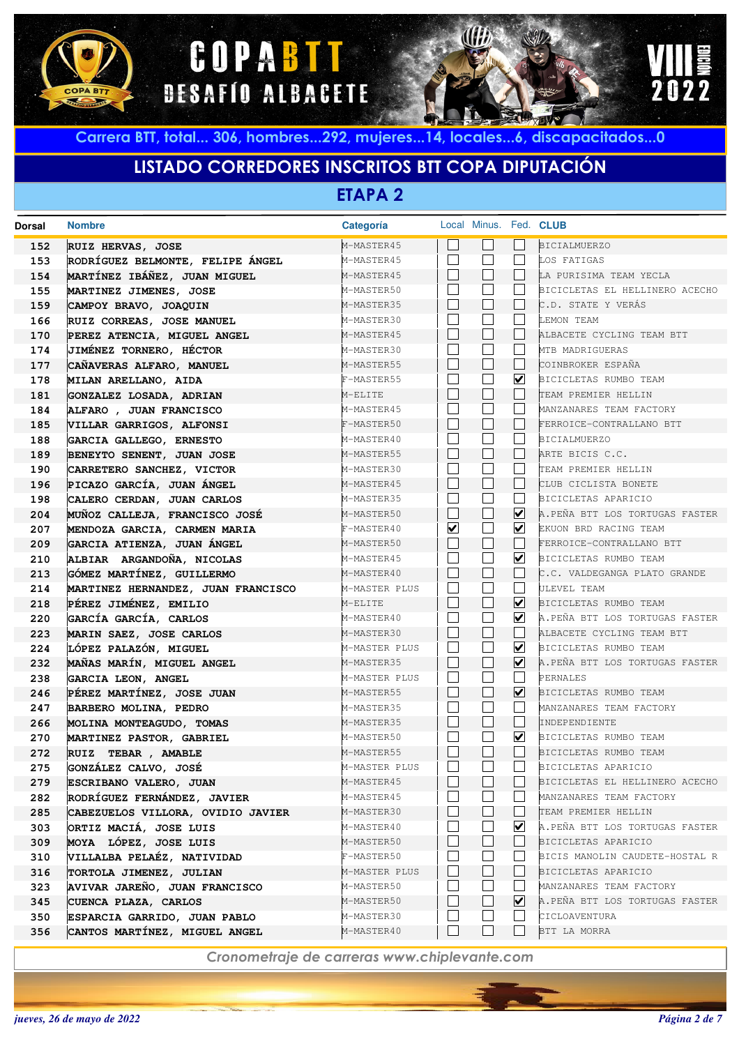# COPA BTT DESAFÍO ALBACETE

VIII EDICIÓN 2022

Carrera BTT, total... 306, hombres...292, mujeres...14, locales...6, discapacitados...0

## LISTADO CORREDORES INSCRITOS BTT COPA DIPUTACIÓN

### ETAPA 2

| Dorsal | Nombre | Categoría | Local | Minus. | Fed. | CLUB |
|---|---|---|---|---|---|---|
| 152 | RUIZ HERVAS, JOSE | M-MASTER45 | ☐ | ☐ | ☐ | BICIALMUERZO |
| 153 | RODRÍGUEZ BELMONTE, FELIPE ÁNGEL | M-MASTER45 | ☐ | ☐ | ☐ | LOS FATIGAS |
| 154 | MARTÍNEZ IBÁÑEZ, JUAN MIGUEL | M-MASTER45 | ☐ | ☐ | ☐ | LA PURISIMA TEAM YECLA |
| 155 | MARTINEZ JIMENES, JOSE | M-MASTER50 | ☐ | ☐ | ☐ | BICICLETAS EL HELLINERO ACECHO |
| 159 | CAMPOY BRAVO, JOAQUIN | M-MASTER35 | ☐ | ☐ | ☐ | C.D. STATE Y VERÁS |
| 166 | RUIZ CORREAS, JOSE MANUEL | M-MASTER30 | ☐ | ☐ | ☐ | LEMON TEAM |
| 170 | PEREZ ATENCIA, MIGUEL ANGEL | M-MASTER45 | ☐ | ☐ | ☐ | ALBACETE CYCLING TEAM BTT |
| 174 | JIMÉNEZ TORNERO, HÉCTOR | M-MASTER30 | ☐ | ☐ | ☐ | MTB MADRIGUERAS |
| 177 | CAÑAVERAS ALFARO, MANUEL | M-MASTER55 | ☐ | ☐ | ☐ | COINBROKER ESPAÑA |
| 178 | MILAN ARELLANO, AIDA | F-MASTER55 | ☐ | ☐ | ☑ | BICICLETAS RUMBO TEAM |
| 181 | GONZALEZ LOSADA, ADRIAN | M-ELITE | ☐ | ☐ | ☐ | TEAM PREMIER HELLIN |
| 184 | ALFARO , JUAN FRANCISCO | M-MASTER45 | ☐ | ☐ | ☐ | MANZANARES TEAM FACTORY |
| 185 | VILLAR GARRIGOS, ALFONSI | F-MASTER50 | ☐ | ☐ | ☐ | FERROICE-CONTRALLANO BTT |
| 188 | GARCIA GALLEGO, ERNESTO | M-MASTER40 | ☐ | ☐ | ☐ | BICIALMUERZO |
| 189 | BENEYTO SENENT, JUAN JOSE | M-MASTER55 | ☐ | ☐ | ☐ | ARTE BICIS C.C. |
| 190 | CARRETERO SANCHEZ, VICTOR | M-MASTER30 | ☐ | ☐ | ☐ | TEAM PREMIER HELLIN |
| 196 | PICAZO GARCÍA, JUAN ÁNGEL | M-MASTER45 | ☐ | ☐ | ☐ | CLUB CICLISTA BONETE |
| 198 | CALERO CERDAN, JUAN CARLOS | M-MASTER35 | ☐ | ☐ | ☐ | BICICLETAS APARICIO |
| 204 | MUÑOZ CALLEJA, FRANCISCO JOSÉ | M-MASTER50 | ☐ | ☐ | ☑ | A.PEÑA BTT LOS TORTUGAS FASTER |
| 207 | MENDOZA GARCIA, CARMEN MARIA | F-MASTER40 | ☑ | ☐ | ☑ | EKUON BRD RACING TEAM |
| 209 | GARCIA ATIENZA, JUAN ÁNGEL | M-MASTER50 | ☐ | ☐ | ☐ | FERROICE-CONTRALLANO BTT |
| 210 | ALBIAR ARGANDOÑA, NICOLAS | M-MASTER45 | ☐ | ☐ | ☑ | BICICLETAS RUMBO TEAM |
| 213 | GÓMEZ MARTÍNEZ, GUILLERMO | M-MASTER40 | ☐ | ☐ | ☐ | C.C. VALDEGANGA PLATO GRANDE |
| 214 | MARTINEZ HERNANDEZ, JUAN FRANCISCO | M-MASTER PLUS | ☐ | ☐ | ☐ | ULEVEL TEAM |
| 218 | PÉREZ JIMÉNEZ, EMILIO | M-ELITE | ☐ | ☐ | ☑ | BICICLETAS RUMBO TEAM |
| 220 | GARCÍA GARCÍA, CARLOS | M-MASTER40 | ☐ | ☐ | ☑ | A.PEÑA BTT LOS TORTUGAS FASTER |
| 223 | MARIN SAEZ, JOSE CARLOS | M-MASTER30 | ☐ | ☐ | ☐ | ALBACETE CYCLING TEAM BTT |
| 224 | LÓPEZ PALAZÓN, MIGUEL | M-MASTER PLUS | ☐ | ☐ | ☑ | BICICLETAS RUMBO TEAM |
| 232 | MAÑAS MARÍN, MIGUEL ANGEL | M-MASTER35 | ☐ | ☐ | ☑ | A.PEÑA BTT LOS TORTUGAS FASTER |
| 238 | GARCIA LEON, ANGEL | M-MASTER PLUS | ☐ | ☐ | ☐ | PERNALES |
| 246 | PÉREZ MARTÍNEZ, JOSE JUAN | M-MASTER55 | ☐ | ☐ | ☑ | BICICLETAS RUMBO TEAM |
| 247 | BARBERO MOLINA, PEDRO | M-MASTER35 | ☐ | ☐ | ☐ | MANZANARES TEAM FACTORY |
| 266 | MOLINA MONTEAGUDO, TOMAS | M-MASTER35 | ☐ | ☐ | ☐ | INDEPENDIENTE |
| 270 | MARTINEZ PASTOR, GABRIEL | M-MASTER50 | ☐ | ☐ | ☑ | BICICLETAS RUMBO TEAM |
| 272 | RUIZ TEBAR , AMABLE | M-MASTER55 | ☐ | ☐ | ☐ | BICICLETAS RUMBO TEAM |
| 275 | GONZÁLEZ CALVO, JOSÉ | M-MASTER PLUS | ☐ | ☐ | ☐ | BICICLETAS APARICIO |
| 279 | ESCRIBANO VALERO, JUAN | M-MASTER45 | ☐ | ☐ | ☐ | BICICLETAS EL HELLINERO ACECHO |
| 282 | RODRÍGUEZ FERNÁNDEZ, JAVIER | M-MASTER45 | ☐ | ☐ | ☐ | MANZANARES TEAM FACTORY |
| 285 | CABEZUELOS VILLORA, OVIDIO JAVIER | M-MASTER30 | ☐ | ☐ | ☐ | TEAM PREMIER HELLIN |
| 303 | ORTIZ MACIÁ, JOSE LUIS | M-MASTER40 | ☐ | ☐ | ☑ | A.PEÑA BTT LOS TORTUGAS FASTER |
| 309 | MOYA LÓPEZ, JOSE LUIS | M-MASTER50 | ☐ | ☐ | ☐ | BICICLETAS APARICIO |
| 310 | VILLALBA PELAÉZ, NATIVIDAD | F-MASTER50 | ☐ | ☐ | ☐ | BICIS MANOLIN CAUDETE-HOSTAL R |
| 316 | TORTOLA JIMENEZ, JULIAN | M-MASTER PLUS | ☐ | ☐ | ☐ | BICICLETAS APARICIO |
| 323 | AVIVAR JAREÑO, JUAN FRANCISCO | M-MASTER50 | ☐ | ☐ | ☐ | MANZANARES TEAM FACTORY |
| 345 | CUENCA PLAZA, CARLOS | M-MASTER50 | ☐ | ☐ | ☑ | A.PEÑA BTT LOS TORTUGAS FASTER |
| 350 | ESPARCIA GARRIDO, JUAN PABLO | M-MASTER30 | ☐ | ☐ | ☐ | CICLOAVENTURA |
| 356 | CANTOS MARTÍNEZ, MIGUEL ANGEL | M-MASTER40 | ☐ | ☐ | ☐ | BTT LA MORRA |

*Cronometraje de carreras www.chiplevante.com*

*jueves, 26 de mayo de 2022*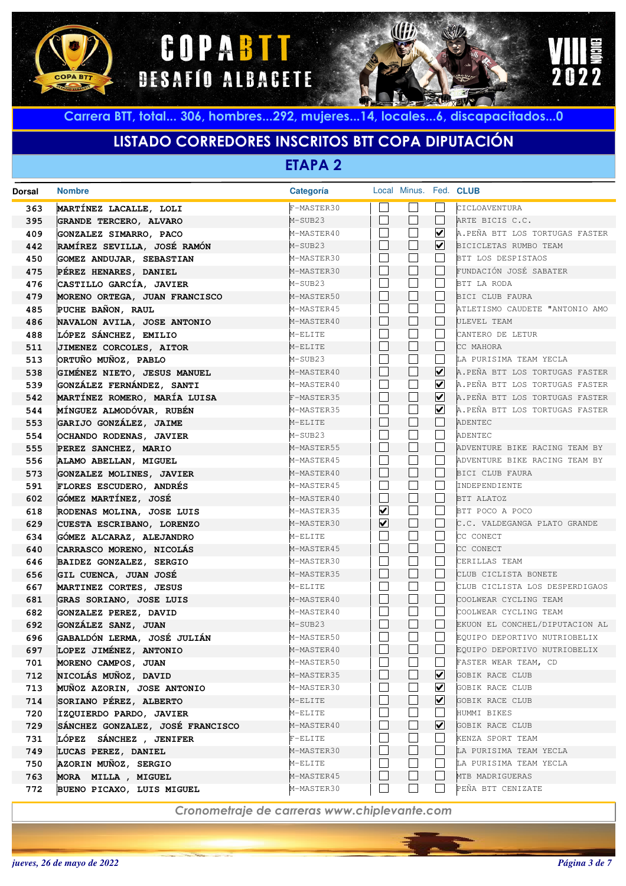# COPA BTT DESAFÍO ALBACETE

VIII EDICIÓN 2022

Carrera BTT, total... 306, hombres...292, mujeres...14, locales...6, discapacitados...0

## LISTADO CORREDORES INSCRITOS BTT COPA DIPUTACIÓN

### ETAPA 2

| Dorsal | Nombre | Categoría | Local | Minus. | Fed. | CLUB |
|---|---|---|---|---|---|---|
| 363 | MARTÍNEZ LACALLE, LOLI | F-MASTER30 | ☐ | ☐ | ☐ | CICLOAVENTURA |
| 395 | GRANDE TERCERO, ALVARO | M-SUB23 | ☐ | ☐ | ☐ | ARTE BICIS C.C. |
| 409 | GONZALEZ SIMARRO, PACO | M-MASTER40 | ☐ | ☐ | ☑ | A.PEÑA BTT LOS TORTUGAS FASTER |
| 442 | RAMÍREZ SEVILLA, JOSÉ RAMÓN | M-SUB23 | ☐ | ☐ | ☑ | BICICLETAS RUMBO TEAM |
| 450 | GOMEZ ANDUJAR, SEBASTIAN | M-MASTER30 | ☐ | ☐ | ☐ | BTT LOS DESPISTAOS |
| 475 | PÉREZ HENARES, DANIEL | M-MASTER30 | ☐ | ☐ | ☐ | FUNDACIÓN JOSÉ SABATER |
| 476 | CASTILLO GARCÍA, JAVIER | M-SUB23 | ☐ | ☐ | ☐ | BTT LA RODA |
| 479 | MORENO ORTEGA, JUAN FRANCISCO | M-MASTER50 | ☐ | ☐ | ☐ | BICI CLUB FAURA |
| 485 | PUCHE BAÑON, RAUL | M-MASTER45 | ☐ | ☐ | ☐ | ATLETISMO CAUDETE "ANTONIO AMO |
| 486 | NAVALON AVILA, JOSE ANTONIO | M-MASTER40 | ☐ | ☐ | ☐ | ULEVEL TEAM |
| 488 | LÓPEZ SÁNCHEZ, EMILIO | M-ELITE | ☐ | ☐ | ☐ | CANTERO DE LETUR |
| 511 | JIMENEZ CORCOLES, AITOR | M-ELITE | ☐ | ☐ | ☐ | CC MAHORA |
| 513 | ORTUÑO MUÑOZ, PABLO | M-SUB23 | ☐ | ☐ | ☐ | LA PURISIMA TEAM YECLA |
| 538 | GIMÉNEZ NIETO, JESUS MANUEL | M-MASTER40 | ☐ | ☐ | ☑ | A.PEÑA BTT LOS TORTUGAS FASTER |
| 539 | GONZÁLEZ FERNÁNDEZ, SANTI | M-MASTER40 | ☐ | ☐ | ☑ | A.PEÑA BTT LOS TORTUGAS FASTER |
| 542 | MARTÍNEZ ROMERO, MARÍA LUISA | F-MASTER35 | ☐ | ☐ | ☑ | A.PEÑA BTT LOS TORTUGAS FASTER |
| 544 | MÍNGUEZ ALMODÓVAR, RUBÉN | M-MASTER35 | ☐ | ☐ | ☑ | A.PEÑA BTT LOS TORTUGAS FASTER |
| 553 | GARIJO GONZÁLEZ, JAIME | M-ELITE | ☐ | ☐ | ☐ | ADENTEC |
| 554 | OCHANDO RODENAS, JAVIER | M-SUB23 | ☐ | ☐ | ☐ | ADENTEC |
| 555 | PEREZ SANCHEZ, MARIO | M-MASTER55 | ☐ | ☐ | ☐ | ADVENTURE BIKE RACING TEAM BY |
| 556 | ALAMO ABELLAN, MIGUEL | M-MASTER45 | ☐ | ☐ | ☐ | ADVENTURE BIKE RACING TEAM BY |
| 573 | GONZALEZ MOLINES, JAVIER | M-MASTER40 | ☐ | ☐ | ☐ | BICI CLUB FAURA |
| 591 | FLORES ESCUDERO, ANDRÉS | M-MASTER45 | ☐ | ☐ | ☐ | INDEPENDIENTE |
| 602 | GÓMEZ MARTÍNEZ, JOSÉ | M-MASTER40 | ☐ | ☐ | ☐ | BTT ALATOZ |
| 618 | RODENAS MOLINA, JOSE LUIS | M-MASTER35 | ☑ | ☐ | ☐ | BTT POCO A POCO |
| 629 | CUESTA ESCRIBANO, LORENZO | M-MASTER30 | ☑ | ☐ | ☐ | C.C. VALDEGANGA PLATO GRANDE |
| 634 | GÓMEZ ALCARAZ, ALEJANDRO | M-ELITE | ☐ | ☐ | ☐ | CC CONECT |
| 640 | CARRASCO MORENO, NICOLÁS | M-MASTER45 | ☐ | ☐ | ☐ | CC CONECT |
| 646 | BAIDEZ GONZALEZ, SERGIO | M-MASTER30 | ☐ | ☐ | ☐ | CERILLAS TEAM |
| 656 | GIL CUENCA, JUAN JOSÉ | M-MASTER35 | ☐ | ☐ | ☐ | CLUB CICLISTA BONETE |
| 667 | MARTINEZ CORTES, JESUS | M-ELITE | ☐ | ☐ | ☐ | CLUB CICLISTA LOS DESPERDIGAOS |
| 681 | GRAS SORIANO, JOSE LUIS | M-MASTER40 | ☐ | ☐ | ☐ | COOLWEAR CYCLING TEAM |
| 682 | GONZALEZ PEREZ, DAVID | M-MASTER40 | ☐ | ☐ | ☐ | COOLWEAR CYCLING TEAM |
| 692 | GONZÁLEZ SANZ, JUAN | M-SUB23 | ☐ | ☐ | ☐ | EKUON EL CONCHEL/DIPUTACION AL |
| 696 | GABALDÓN LERMA, JOSÉ JULIÁN | M-MASTER50 | ☐ | ☐ | ☐ | EQUIPO DEPORTIVO NUTRIOBELIX |
| 697 | LOPEZ JIMÉNEZ, ANTONIO | M-MASTER40 | ☐ | ☐ | ☐ | EQUIPO DEPORTIVO NUTRIOBELIX |
| 701 | MORENO CAMPOS, JUAN | M-MASTER50 | ☐ | ☐ | ☐ | FASTER WEAR TEAM, CD |
| 712 | NICOLÁS MUÑOZ, DAVID | M-MASTER35 | ☐ | ☐ | ☑ | GOBIK RACE CLUB |
| 713 | MUÑOZ AZORIN, JOSE ANTONIO | M-MASTER30 | ☐ | ☐ | ☑ | GOBIK RACE CLUB |
| 714 | SORIANO PÉREZ, ALBERTO | M-ELITE | ☐ | ☐ | ☑ | GOBIK RACE CLUB |
| 720 | IZQUIERDO PARDO, JAVIER | M-ELITE | ☐ | ☐ | ☐ | HUMMI BIKES |
| 729 | SÁNCHEZ GONZALEZ, JOSÉ FRANCISCO | M-MASTER40 | ☐ | ☐ | ☑ | GOBIK RACE CLUB |
| 731 | LÓPEZ SÁNCHEZ , JENIFER | F-ELITE | ☐ | ☐ | ☐ | KENZA SPORT TEAM |
| 749 | LUCAS PEREZ, DANIEL | M-MASTER30 | ☐ | ☐ | ☐ | LA PURISIMA TEAM YECLA |
| 750 | AZORIN MUÑOZ, SERGIO | M-ELITE | ☐ | ☐ | ☐ | LA PURISIMA TEAM YECLA |
| 763 | MORA MILLA , MIGUEL | M-MASTER45 | ☐ | ☐ | ☐ | MTB MADRIGUERAS |
| 772 | BUENO PICAXO, LUIS MIGUEL | M-MASTER30 | ☐ | ☐ | ☐ | PEÑA BTT CENIZATE |

*Cronometraje de carreras www.chiplevante.com*

*jueves, 26 de mayo de 2022*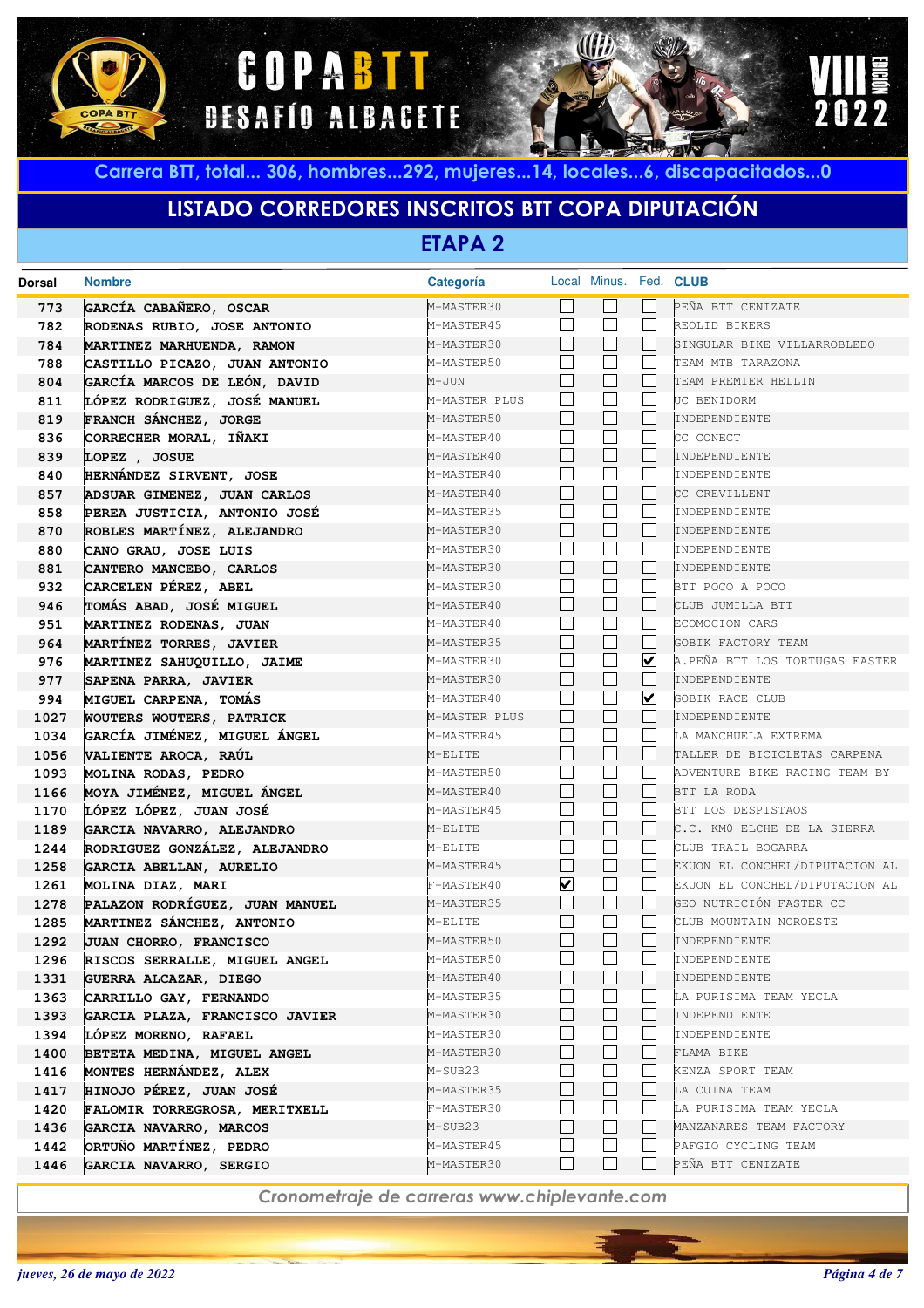# COPA BTT DESAFÍO ALBACETE

VIII EDICIÓN 2022

Carrera BTT, total... 306, hombres...292, mujeres...14, locales...6, discapacitados...0

## LISTADO CORREDORES INSCRITOS BTT COPA DIPUTACIÓN

### ETAPA 2

| Dorsal | Nombre | Categoría | Local | Minus. | Fed. | CLUB |
|---|---|---|---|---|---|---|
| 773 | GARCÍA CABAÑERO, OSCAR | M-MASTER30 | ☐ | ☐ | ☐ | PEÑA BTT CENIZATE |
| 782 | RODENAS RUBIO, JOSE ANTONIO | M-MASTER45 | ☐ | ☐ | ☐ | REOLID BIKERS |
| 784 | MARTINEZ MARHUENDA, RAMON | M-MASTER30 | ☐ | ☐ | ☐ | SINGULAR BIKE VILLARROBLEDO |
| 788 | CASTILLO PICAZO, JUAN ANTONIO | M-MASTER50 | ☐ | ☐ | ☐ | TEAM MTB TARAZONA |
| 804 | GARCÍA MARCOS DE LEÓN, DAVID | M-JUN | ☐ | ☐ | ☐ | TEAM PREMIER HELLIN |
| 811 | LÓPEZ RODRIGUEZ, JOSÉ MANUEL | M-MASTER PLUS | ☐ | ☐ | ☐ | UC BENIDORM |
| 819 | FRANCH SÁNCHEZ, JORGE | M-MASTER50 | ☐ | ☐ | ☐ | INDEPENDIENTE |
| 836 | CORRECHER MORAL, IÑAKI | M-MASTER40 | ☐ | ☐ | ☐ | CC CONECT |
| 839 | LOPEZ , JOSUE | M-MASTER40 | ☐ | ☐ | ☐ | INDEPENDIENTE |
| 840 | HERNÁNDEZ SIRVENT, JOSE | M-MASTER40 | ☐ | ☐ | ☐ | INDEPENDIENTE |
| 857 | ADSUAR GIMENEZ, JUAN CARLOS | M-MASTER40 | ☐ | ☐ | ☐ | CC CREVILLENT |
| 858 | PEREA JUSTICIA, ANTONIO JOSÉ | M-MASTER35 | ☐ | ☐ | ☐ | INDEPENDIENTE |
| 870 | ROBLES MARTÍNEZ, ALEJANDRO | M-MASTER30 | ☐ | ☐ | ☐ | INDEPENDIENTE |
| 880 | CANO GRAU, JOSE LUIS | M-MASTER30 | ☐ | ☐ | ☐ | INDEPENDIENTE |
| 881 | CANTERO MANCEBO, CARLOS | M-MASTER30 | ☐ | ☐ | ☐ | INDEPENDIENTE |
| 932 | CARCELEN PÉREZ, ABEL | M-MASTER30 | ☐ | ☐ | ☐ | BTT POCO A POCO |
| 946 | TOMÁS ABAD, JOSÉ MIGUEL | M-MASTER40 | ☐ | ☐ | ☐ | CLUB JUMILLA BTT |
| 951 | MARTINEZ RODENAS, JUAN | M-MASTER40 | ☐ | ☐ | ☐ | ECOMOCION CARS |
| 964 | MARTÍNEZ TORRES, JAVIER | M-MASTER35 | ☐ | ☐ | ☐ | GOBIK FACTORY TEAM |
| 976 | MARTINEZ SAHUQUILLO, JAIME | M-MASTER30 | ☐ | ☐ | ☑ | A.PEÑA BTT LOS TORTUGAS FASTER |
| 977 | SAPENA PARRA, JAVIER | M-MASTER30 | ☐ | ☐ | ☐ | INDEPENDIENTE |
| 994 | MIGUEL CARPENA, TOMÁS | M-MASTER40 | ☐ | ☐ | ☑ | GOBIK RACE CLUB |
| 1027 | WOUTERS WOUTERS, PATRICK | M-MASTER PLUS | ☐ | ☐ | ☐ | INDEPENDIENTE |
| 1034 | GARCÍA JIMÉNEZ, MIGUEL ÁNGEL | M-MASTER45 | ☐ | ☐ | ☐ | LA MANCHUELA EXTREMA |
| 1056 | VALIENTE AROCA, RAÚL | M-ELITE | ☐ | ☐ | ☐ | TALLER DE BICICLETAS CARPENA |
| 1093 | MOLINA RODAS, PEDRO | M-MASTER50 | ☐ | ☐ | ☐ | ADVENTURE BIKE RACING TEAM BY |
| 1166 | MOYA JIMÉNEZ, MIGUEL ÁNGEL | M-MASTER40 | ☐ | ☐ | ☐ | BTT LA RODA |
| 1170 | LÓPEZ LÓPEZ, JUAN JOSÉ | M-MASTER45 | ☐ | ☐ | ☐ | BTT LOS DESPISTAOS |
| 1189 | GARCIA NAVARRO, ALEJANDRO | M-ELITE | ☐ | ☐ | ☐ | C.C. KM0 ELCHE DE LA SIERRA |
| 1244 | RODRIGUEZ GONZÁLEZ, ALEJANDRO | M-ELITE | ☐ | ☐ | ☐ | CLUB TRAIL BOGARRA |
| 1258 | GARCIA ABELLAN, AURELIO | M-MASTER45 | ☐ | ☐ | ☐ | EKUON EL CONCHEL/DIPUTACION AL |
| 1261 | MOLINA DIAZ, MARI | F-MASTER40 | ☑ | ☐ | ☐ | EKUON EL CONCHEL/DIPUTACION AL |
| 1278 | PALAZON RODRÍGUEZ, JUAN MANUEL | M-MASTER35 | ☐ | ☐ | ☐ | GEO NUTRICIÓN FASTER CC |
| 1285 | MARTINEZ SÁNCHEZ, ANTONIO | M-ELITE | ☐ | ☐ | ☐ | CLUB MOUNTAIN NOROESTE |
| 1292 | JUAN CHORRO, FRANCISCO | M-MASTER50 | ☐ | ☐ | ☐ | INDEPENDIENTE |
| 1296 | RISCOS SERRALLE, MIGUEL ANGEL | M-MASTER50 | ☐ | ☐ | ☐ | INDEPENDIENTE |
| 1331 | GUERRA ALCAZAR, DIEGO | M-MASTER40 | ☐ | ☐ | ☐ | INDEPENDIENTE |
| 1363 | CARRILLO GAY, FERNANDO | M-MASTER35 | ☐ | ☐ | ☐ | LA PURISIMA TEAM YECLA |
| 1393 | GARCIA PLAZA, FRANCISCO JAVIER | M-MASTER30 | ☐ | ☐ | ☐ | INDEPENDIENTE |
| 1394 | LÓPEZ MORENO, RAFAEL | M-MASTER30 | ☐ | ☐ | ☐ | INDEPENDIENTE |
| 1400 | BETETA MEDINA, MIGUEL ANGEL | M-MASTER30 | ☐ | ☐ | ☐ | FLAMA BIKE |
| 1416 | MONTES HERNÁNDEZ, ALEX | M-SUB23 | ☐ | ☐ | ☐ | KENZA SPORT TEAM |
| 1417 | HINOJO PÉREZ, JUAN JOSÉ | M-MASTER35 | ☐ | ☐ | ☐ | LA CUINA TEAM |
| 1420 | FALOMIR TORREGROSA, MERITXELL | F-MASTER30 | ☐ | ☐ | ☐ | LA PURISIMA TEAM YECLA |
| 1436 | GARCIA NAVARRO, MARCOS | M-SUB23 | ☐ | ☐ | ☐ | MANZANARES TEAM FACTORY |
| 1442 | ORTUÑO MARTÍNEZ, PEDRO | M-MASTER45 | ☐ | ☐ | ☐ | PAFGIO CYCLING TEAM |
| 1446 | GARCIA NAVARRO, SERGIO | M-MASTER30 | ☐ | ☐ | ☐ | PEÑA BTT CENIZATE |

*Cronometraje de carreras www.chiplevante.com*

*jueves, 26 de mayo de 2022*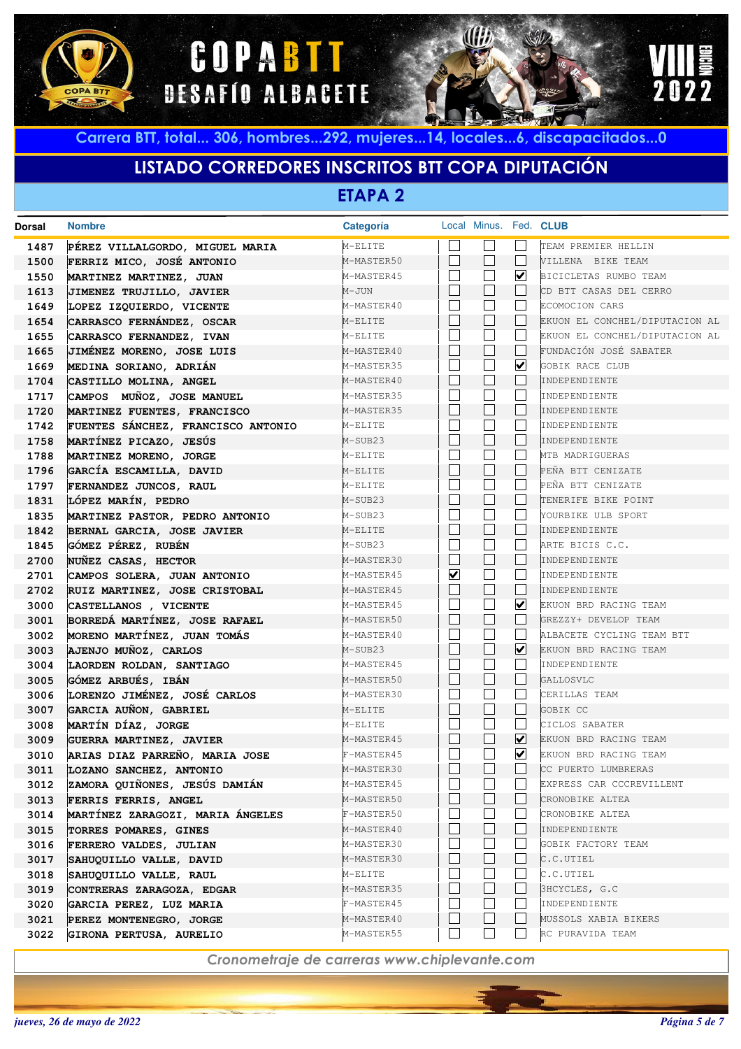# COPA BTT DESAFÍO ALBACETE

VIII EDICIÓN 2022

Carrera BTT, total... 306, hombres...292, mujeres...14, locales...6, discapacitados...0

## LISTADO CORREDORES INSCRITOS BTT COPA DIPUTACIÓN

### ETAPA 2

| Dorsal | Nombre | Categoría | Local | Minus. | Fed. | CLUB |
|---|---|---|---|---|---|---|
| 1487 | PÉREZ VILLALGORDO, MIGUEL MARIA | M-ELITE | ☐ | ☐ | ☐ | TEAM PREMIER HELLIN |
| 1500 | FERRIZ MICO, JOSÉ ANTONIO | M-MASTER50 | ☐ | ☐ | ☐ | VILLENA BIKE TEAM |
| 1550 | MARTINEZ MARTINEZ, JUAN | M-MASTER45 | ☐ | ☐ | ☑ | BICICLETAS RUMBO TEAM |
| 1613 | JIMENEZ TRUJILLO, JAVIER | M-JUN | ☐ | ☐ | ☐ | CD BTT CASAS DEL CERRO |
| 1649 | LOPEZ IZQUIERDO, VICENTE | M-MASTER40 | ☐ | ☐ | ☐ | ECOMOCION CARS |
| 1654 | CARRASCO FERNÁNDEZ, OSCAR | M-ELITE | ☐ | ☐ | ☐ | EKUON EL CONCHEL/DIPUTACION AL |
| 1655 | CARRASCO FERNANDEZ, IVAN | M-ELITE | ☐ | ☐ | ☐ | EKUON EL CONCHEL/DIPUTACION AL |
| 1665 | JIMÉNEZ MORENO, JOSE LUIS | M-MASTER40 | ☐ | ☐ | ☐ | FUNDACIÓN JOSÉ SABATER |
| 1669 | MEDINA SORIANO, ADRIÁN | M-MASTER35 | ☐ | ☐ | ☑ | GOBIK RACE CLUB |
| 1704 | CASTILLO MOLINA, ANGEL | M-MASTER40 | ☐ | ☐ | ☐ | INDEPENDIENTE |
| 1717 | CAMPOS MUÑOZ, JOSE MANUEL | M-MASTER35 | ☐ | ☐ | ☐ | INDEPENDIENTE |
| 1720 | MARTINEZ FUENTES, FRANCISCO | M-MASTER35 | ☐ | ☐ | ☐ | INDEPENDIENTE |
| 1742 | FUENTES SÁNCHEZ, FRANCISCO ANTONIO | M-ELITE | ☐ | ☐ | ☐ | INDEPENDIENTE |
| 1758 | MARTÍNEZ PICAZO, JESÚS | M-SUB23 | ☐ | ☐ | ☐ | INDEPENDIENTE |
| 1788 | MARTINEZ MORENO, JORGE | M-ELITE | ☐ | ☐ | ☐ | MTB MADRIGUERAS |
| 1796 | GARCÍA ESCAMILLA, DAVID | M-ELITE | ☐ | ☐ | ☐ | PEÑA BTT CENIZATE |
| 1797 | FERNANDEZ JUNCOS, RAUL | M-ELITE | ☐ | ☐ | ☐ | PEÑA BTT CENIZATE |
| 1831 | LÓPEZ MARÍN, PEDRO | M-SUB23 | ☐ | ☐ | ☐ | TENERIFE BIKE POINT |
| 1835 | MARTINEZ PASTOR, PEDRO ANTONIO | M-SUB23 | ☐ | ☐ | ☐ | YOURBIKE ULB SPORT |
| 1842 | BERNAL GARCIA, JOSE JAVIER | M-ELITE | ☐ | ☐ | ☐ | INDEPENDIENTE |
| 1845 | GÓMEZ PÉREZ, RUBÉN | M-SUB23 | ☐ | ☐ | ☐ | ARTE BICIS C.C. |
| 2700 | NUÑEZ CASAS, HECTOR | M-MASTER30 | ☐ | ☐ | ☐ | INDEPENDIENTE |
| 2701 | CAMPOS SOLERA, JUAN ANTONIO | M-MASTER45 | ☑ | ☐ | ☐ | INDEPENDIENTE |
| 2702 | RUIZ MARTINEZ, JOSE CRISTOBAL | M-MASTER45 | ☐ | ☐ | ☐ | INDEPENDIENTE |
| 3000 | CASTELLANOS , VICENTE | M-MASTER45 | ☐ | ☐ | ☑ | EKUON BRD RACING TEAM |
| 3001 | BORREDÁ MARTÍNEZ, JOSE RAFAEL | M-MASTER50 | ☐ | ☐ | ☐ | GREZZY+ DEVELOP TEAM |
| 3002 | MORENO MARTÍNEZ, JUAN TOMÁS | M-MASTER40 | ☐ | ☐ | ☐ | ALBACETE CYCLING TEAM BTT |
| 3003 | AJENJO MUÑOZ, CARLOS | M-SUB23 | ☐ | ☐ | ☑ | EKUON BRD RACING TEAM |
| 3004 | LAORDEN ROLDAN, SANTIAGO | M-MASTER45 | ☐ | ☐ | ☐ | INDEPENDIENTE |
| 3005 | GÓMEZ ARBUÉS, IBÁN | M-MASTER50 | ☐ | ☐ | ☐ | GALLOSVLC |
| 3006 | LORENZO JIMÉNEZ, JOSÉ CARLOS | M-MASTER30 | ☐ | ☐ | ☐ | CERILLAS TEAM |
| 3007 | GARCIA AUÑON, GABRIEL | M-ELITE | ☐ | ☐ | ☐ | GOBIK CC |
| 3008 | MARTÍN DÍAZ, JORGE | M-ELITE | ☐ | ☐ | ☐ | CICLOS SABATER |
| 3009 | GUERRA MARTINEZ, JAVIER | M-MASTER45 | ☐ | ☐ | ☑ | EKUON BRD RACING TEAM |
| 3010 | ARIAS DIAZ PARREÑO, MARIA JOSE | F-MASTER45 | ☐ | ☐ | ☑ | EKUON BRD RACING TEAM |
| 3011 | LOZANO SANCHEZ, ANTONIO | M-MASTER30 | ☐ | ☐ | ☐ | CC PUERTO LUMBRERAS |
| 3012 | ZAMORA QUIÑONES, JESÚS DAMIÁN | M-MASTER45 | ☐ | ☐ | ☐ | EXPRESS CAR CCCREVILLENT |
| 3013 | FERRIS FERRIS, ANGEL | M-MASTER50 | ☐ | ☐ | ☐ | CRONOBIKE ALTEA |
| 3014 | MARTÍNEZ ZARAGOZI, MARIA ÁNGELES | F-MASTER50 | ☐ | ☐ | ☐ | CRONOBIKE ALTEA |
| 3015 | TORRES POMARES, GINES | M-MASTER40 | ☐ | ☐ | ☐ | INDEPENDIENTE |
| 3016 | FERRERO VALDES, JULIAN | M-MASTER30 | ☐ | ☐ | ☐ | GOBIK FACTORY TEAM |
| 3017 | SAHUQUILLO VALLE, DAVID | M-MASTER30 | ☐ | ☐ | ☐ | C.C.UTIEL |
| 3018 | SAHUQUILLO VALLE, RAUL | M-ELITE | ☐ | ☐ | ☐ | C.C.UTIEL |
| 3019 | CONTRERAS ZARAGOZA, EDGAR | M-MASTER35 | ☐ | ☐ | ☐ | 3HCYCLES, G.C |
| 3020 | GARCIA PEREZ, LUZ MARIA | F-MASTER45 | ☐ | ☐ | ☐ | INDEPENDIENTE |
| 3021 | PEREZ MONTENEGRO, JORGE | M-MASTER40 | ☐ | ☐ | ☐ | MUSSOLS XABIA BIKERS |
| 3022 | GIRONA PERTUSA, AURELIO | M-MASTER55 | ☐ | ☐ | ☐ | RC PURAVIDA TEAM |

*Cronometraje de carreras www.chiplevante.com*

*jueves, 26 de mayo de 2022*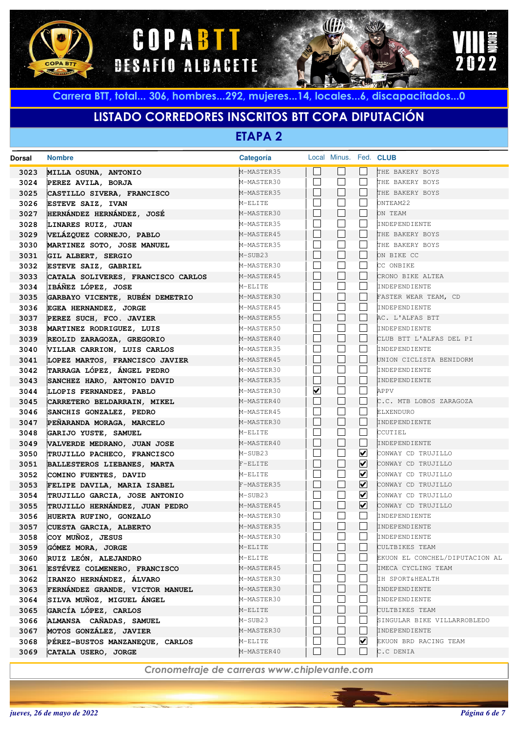# COPA BTT DESAFÍO ALBACETE

VIII EDICIÓN 2022

**Carrera BTT, total... 306, hombres...292, mujeres...14, locales...6, discapacitados...0**

## LISTADO CORREDORES INSCRITOS BTT COPA DIPUTACIÓN

### ETAPA 2

| Dorsal | Nombre | Categoría | Local | Minus. | Fed. | CLUB |
|---|---|---|---|---|---|---|
| 3023 | MILLA OSUNA, ANTONIO | M-MASTER35 | ☐ | ☐ | ☐ | THE BAKERY BOYS |
| 3024 | PEREZ AVILA, BORJA | M-MASTER30 | ☐ | ☐ | ☐ | THE BAKERY BOYS |
| 3025 | CASTILLO SIVERA, FRANCISCO | M-MASTER35 | ☐ | ☐ | ☐ | THE BAKERY BOYS |
| 3026 | ESTEVE SAIZ, IVAN | M-ELITE | ☐ | ☐ | ☐ | ONTEAM22 |
| 3027 | HERNÁNDEZ HERNÁNDEZ, JOSÉ | M-MASTER30 | ☐ | ☐ | ☐ | ON TEAM |
| 3028 | LINARES RUIZ, JUAN | M-MASTER35 | ☐ | ☐ | ☐ | INDEPENDIENTE |
| 3029 | VELÁZQUEZ CORNEJO, PABLO | M-MASTER45 | ☐ | ☐ | ☐ | THE BAKERY BOYS |
| 3030 | MARTINEZ SOTO, JOSE MANUEL | M-MASTER35 | ☐ | ☐ | ☐ | THE BAKERY BOYS |
| 3031 | GIL ALBERT, SERGIO | M-SUB23 | ☐ | ☐ | ☐ | ON BIKE CC |
| 3032 | ESTEVE SAIZ, GABRIEL | M-MASTER30 | ☐ | ☐ | ☐ | CC ONBIKE |
| 3033 | CATALA SOLIVERES, FRANCISCO CARLOS | M-MASTER45 | ☐ | ☐ | ☐ | CRONO BIKE ALTEA |
| 3034 | IBÁÑEZ LÓPEZ, JOSE | M-ELITE | ☐ | ☐ | ☐ | INDEPENDIENTE |
| 3035 | GARBAYO VICENTE, RUBÉN DEMETRIO | M-MASTER30 | ☐ | ☐ | ☐ | FASTER WEAR TEAM, CD |
| 3036 | EGEA HERNANDEZ, JORGE | M-MASTER45 | ☐ | ☐ | ☐ | INDEPENDIENTE |
| 3037 | PEREZ SUCH, FCO. JAVIER | M-MASTER55 | ☐ | ☐ | ☐ | AC. L'ALFAS BTT |
| 3038 | MARTINEZ RODRIGUEZ, LUIS | M-MASTER50 | ☐ | ☐ | ☐ | INDEPENDIENTE |
| 3039 | REOLID ZARAGOZA, GREGORIO | M-MASTER40 | ☐ | ☐ | ☐ | CLUB BTT L'ALFAS DEL PI |
| 3040 | VILLAR CARRION, LUIS CARLOS | M-MASTER35 | ☐ | ☐ | ☐ | INDEPENDIENTE |
| 3041 | LOPEZ MARTOS, FRANCISCO JAVIER | M-MASTER45 | ☐ | ☐ | ☐ | UNION CICLISTA BENIDORM |
| 3042 | TARRAGA LÓPEZ, ÁNGEL PEDRO | M-MASTER30 | ☐ | ☐ | ☐ | INDEPENDIENTE |
| 3043 | SANCHEZ HARO, ANTONIO DAVID | M-MASTER35 | ☐ | ☐ | ☐ | INDEPENDIENTE |
| 3044 | LLOPIS FERNANDEZ, PABLO | M-MASTER30 | ☑ | ☐ | ☐ | APPV |
| 3045 | CARRETERO BELDARRAIN, MIKEL | M-MASTER40 | ☐ | ☐ | ☐ | C.C. MTB LOBOS ZARAGOZA |
| 3046 | SANCHIS GONZALEZ, PEDRO | M-MASTER45 | ☐ | ☐ | ☐ | ELXENDURO |
| 3047 | PEÑARANDA MORAGA, MARCELO | M-MASTER30 | ☐ | ☐ | ☐ | INDEPENDIENTE |
| 3048 | GARIJO YUSTE, SAMUEL | M-ELITE | ☐ | ☐ | ☐ | CCUTIEL |
| 3049 | VALVERDE MEDRANO, JUAN JOSE | M-MASTER40 | ☐ | ☐ | ☐ | INDEPENDIENTE |
| 3050 | TRUJILLO PACHECO, FRANCISCO | M-SUB23 | ☐ | ☐ | ☑ | CONWAY CD TRUJILLO |
| 3051 | BALLESTEROS LIEBANES, MARTA | F-ELITE | ☐ | ☐ | ☑ | CONWAY CD TRUJILLO |
| 3052 | COMINO FUENTES, DAVID | M-ELITE | ☐ | ☐ | ☑ | CONWAY CD TRUJILLO |
| 3053 | FELIPE DAVILA, MARIA ISABEL | F-MASTER35 | ☐ | ☐ | ☑ | CONWAY CD TRUJILLO |
| 3054 | TRUJILLO GARCIA, JOSE ANTONIO | M-SUB23 | ☐ | ☐ | ☑ | CONWAY CD TRUJILLO |
| 3055 | TRUJILLO HERNÁNDEZ, JUAN PEDRO | M-MASTER45 | ☐ | ☐ | ☑ | CONWAY CD TRUJILLO |
| 3056 | HUERTA RUFINO, GONZALO | M-MASTER30 | ☐ | ☐ | ☐ | INDEPENDIENTE |
| 3057 | CUESTA GARCIA, ALBERTO | M-MASTER35 | ☐ | ☐ | ☐ | INDEPENDIENTE |
| 3058 | COY MUÑOZ, JESUS | M-MASTER30 | ☐ | ☐ | ☐ | INDEPENDIENTE |
| 3059 | GÓMEZ MORA, JORGE | M-ELITE | ☐ | ☐ | ☐ | CULTBIKES TEAM |
| 3060 | RUIZ LEÓN, ALEJANDRO | M-ELITE | ☐ | ☐ | ☐ | EKUON EL CONCHEL/DIPUTACION AL |
| 3061 | ESTÉVEZ COLMENERO, FRANCISCO | M-MASTER45 | ☐ | ☐ | ☐ | IMECA CYCLING TEAM |
| 3062 | IRANZO HERNÁNDEZ, ÁLVARO | M-MASTER30 | ☐ | ☐ | ☐ | IH SPORT&HEALTH |
| 3063 | FERNÁNDEZ GRANDE, VICTOR MANUEL | M-MASTER30 | ☐ | ☐ | ☐ | INDEPENDIENTE |
| 3064 | SILVA MUÑOZ, MIGUEL ÁNGEL | M-MASTER30 | ☐ | ☐ | ☐ | INDEPENDIENTE |
| 3065 | GARCÍA LÓPEZ, CARLOS | M-ELITE | ☐ | ☐ | ☐ | CULTBIKES TEAM |
| 3066 | ALMANSA CAÑADAS, SAMUEL | M-SUB23 | ☐ | ☐ | ☐ | SINGULAR BIKE VILLARROBLEDO |
| 3067 | MOTOS GONZÁLEZ, JAVIER | M-MASTER30 | ☐ | ☐ | ☐ | INDEPENDIENTE |
| 3068 | PÉREZ-BUSTOS MANZANEQUE, CARLOS | M-ELITE | ☐ | ☐ | ☑ | EKUON BRD RACING TEAM |
| 3069 | CATALA USERO, JORGE | M-MASTER40 | ☐ | ☐ | ☐ | C.C DENIA |

*Cronometraje de carreras www.chiplevante.com*

*jueves, 26 de mayo de 2022*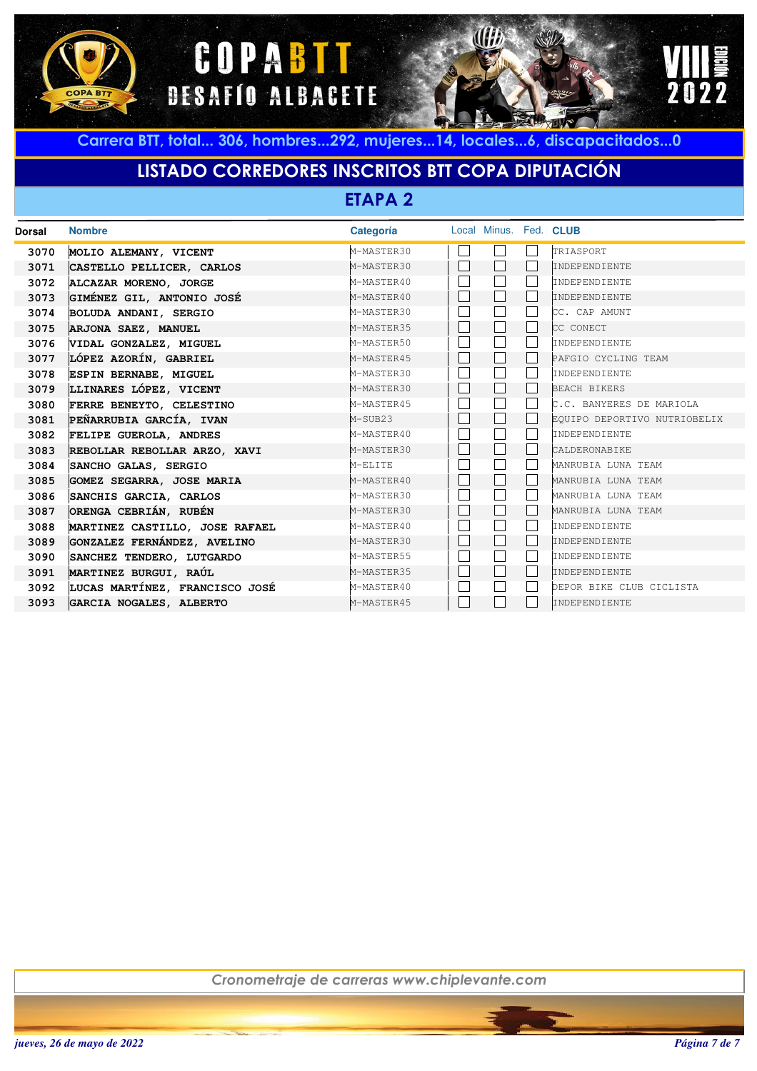COPA BTT DESAFÍO ALBACETE — VIII EDICIÓN 2022

Carrera BTT, total... 306, hombres...292, mujeres...14, locales...6, discapacitados...0

## LISTADO CORREDORES INSCRITOS BTT COPA DIPUTACIÓN

### ETAPA 2

| Dorsal | Nombre | Categoría | Local | Minus. | Fed. | CLUB |
|---|---|---|---|---|---|---|
| 3070 | MOLIO ALEMANY, VICENT | M-MASTER30 | | | | TRIASPORT |
| 3071 | CASTELLO PELLICER, CARLOS | M-MASTER30 | | | | INDEPENDIENTE |
| 3072 | ALCAZAR MORENO, JORGE | M-MASTER40 | | | | INDEPENDIENTE |
| 3073 | GIMÉNEZ GIL, ANTONIO JOSÉ | M-MASTER40 | | | | INDEPENDIENTE |
| 3074 | BOLUDA ANDANI, SERGIO | M-MASTER30 | | | | CC. CAP AMUNT |
| 3075 | ARJONA SAEZ, MANUEL | M-MASTER35 | | | | CC CONECT |
| 3076 | VIDAL GONZALEZ, MIGUEL | M-MASTER50 | | | | INDEPENDIENTE |
| 3077 | LÓPEZ AZORÍN, GABRIEL | M-MASTER45 | | | | PAFGIO CYCLING TEAM |
| 3078 | ESPIN BERNABE, MIGUEL | M-MASTER30 | | | | INDEPENDIENTE |
| 3079 | LLINARES LÓPEZ, VICENT | M-MASTER30 | | | | BEACH BIKERS |
| 3080 | FERRE BENEYTO, CELESTINO | M-MASTER45 | | | | C.C. BANYERES DE MARIOLA |
| 3081 | PEÑARRUBIA GARCÍA, IVAN | M-SUB23 | | | | EQUIPO DEPORTIVO NUTRIOBELIX |
| 3082 | FELIPE GUEROLA, ANDRES | M-MASTER40 | | | | INDEPENDIENTE |
| 3083 | REBOLLAR REBOLLAR ARZO, XAVI | M-MASTER30 | | | | CALDERONABIKE |
| 3084 | SANCHO GALAS, SERGIO | M-ELITE | | | | MANRUBIA LUNA TEAM |
| 3085 | GOMEZ SEGARRA, JOSE MARIA | M-MASTER40 | | | | MANRUBIA LUNA TEAM |
| 3086 | SANCHIS GARCIA, CARLOS | M-MASTER30 | | | | MANRUBIA LUNA TEAM |
| 3087 | ORENGA CEBRIÁN, RUBÉN | M-MASTER30 | | | | MANRUBIA LUNA TEAM |
| 3088 | MARTINEZ CASTILLO, JOSE RAFAEL | M-MASTER40 | | | | INDEPENDIENTE |
| 3089 | GONZALEZ FERNÁNDEZ, AVELINO | M-MASTER30 | | | | INDEPENDIENTE |
| 3090 | SANCHEZ TENDERO, LUTGARDO | M-MASTER55 | | | | INDEPENDIENTE |
| 3091 | MARTINEZ BURGUI, RAÚL | M-MASTER35 | | | | INDEPENDIENTE |
| 3092 | LUCAS MARTÍNEZ, FRANCISCO JOSÉ | M-MASTER40 | | | | DEPOR BIKE CLUB CICLISTA |
| 3093 | GARCIA NOGALES, ALBERTO | M-MASTER45 | | | | INDEPENDIENTE |

*Cronometraje de carreras www.chiplevante.com*

*jueves, 26 de mayo de 2022*